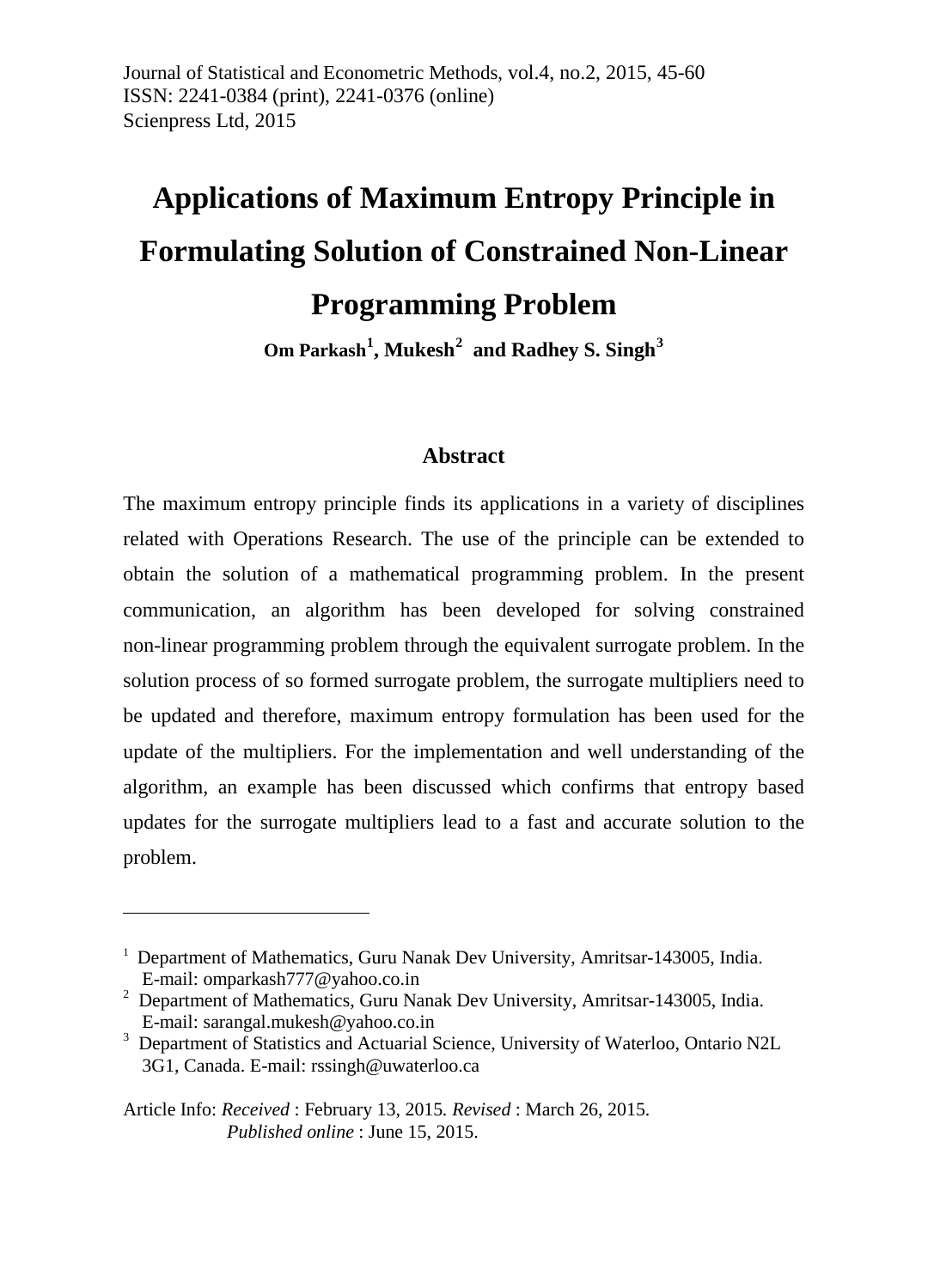# Applications of Maximum Entropy Principle in Formulating Solution of Constrained Non-Linear Programming Problem

**Om Parkash[1], Mukesh[2] and Radhey S. Singh[3]**

## Abstract

The maximum entropy principle finds its applications in a variety of disciplines related with Operations Research. The use of the principle can be extended to obtain the solution of a mathematical programming problem. In the present communication, an algorithm has been developed for solving constrained non-linear programming problem through the equivalent surrogate problem. In the solution process of so formed surrogate problem, the surrogate multipliers need to be updated and therefore, maximum entropy formulation has been used for the update of the multipliers. For the implementation and well understanding of the algorithm, an example has been discussed which confirms that entropy based updates for the surrogate multipliers lead to a fast and accurate solution to the problem.

---

[1] Department of Mathematics, Guru Nanak Dev University, Amritsar-143005, India. E-mail: omparkash777@yahoo.co.in

[2] Department of Mathematics, Guru Nanak Dev University, Amritsar-143005, India. E-mail: sarangal.mukesh@yahoo.co.in

[3] Department of Statistics and Actuarial Science, University of Waterloo, Ontario N2L 3G1, Canada. E-mail: rssingh@uwaterloo.ca

Article Info: *Received* : February 13, 2015. *Revised* : March 26, 2015. *Published online* : June 15, 2015.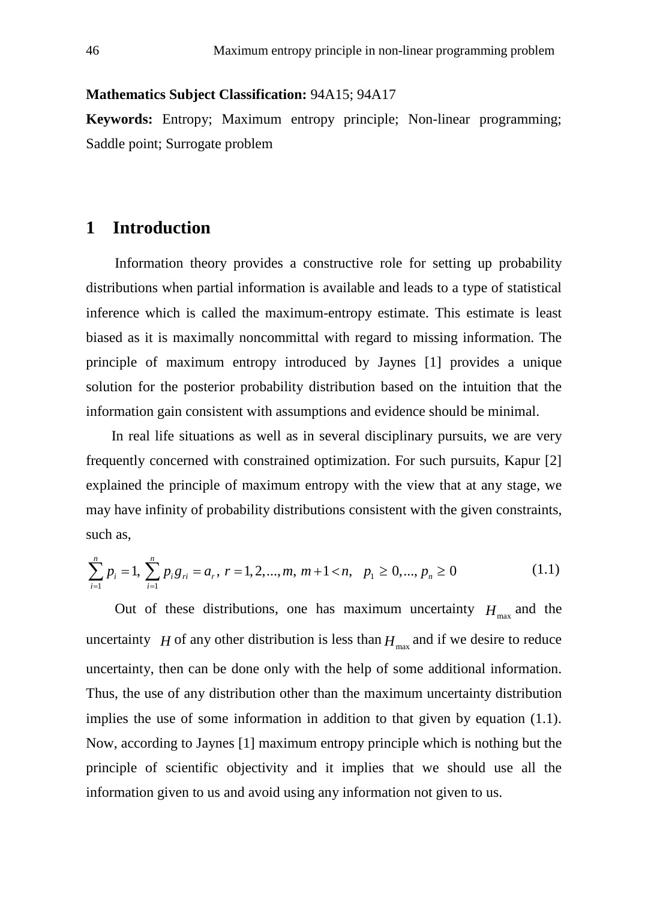**Mathematics Subject Classification:** 94A15; 94A17

**Keywords:** Entropy; Maximum entropy principle; Non-linear programming; Saddle point; Surrogate problem

## 1 Introduction

Information theory provides a constructive role for setting up probability distributions when partial information is available and leads to a type of statistical inference which is called the maximum-entropy estimate. This estimate is least biased as it is maximally noncommittal with regard to missing information. The principle of maximum entropy introduced by Jaynes [1] provides a unique solution for the posterior probability distribution based on the intuition that the information gain consistent with assumptions and evidence should be minimal.

In real life situations as well as in several disciplinary pursuits, we are very frequently concerned with constrained optimization. For such pursuits, Kapur [2] explained the principle of maximum entropy with the view that at any stage, we may have infinity of probability distributions consistent with the given constraints, such as,

$$\sum_{i=1}^{n} p_i = 1,\ \sum_{i=1}^{n} p_i g_{ri} = a_r,\ r = 1, 2, ..., m,\ m+1 < n,\quad p_1 \geq 0, ..., p_n \geq 0 \tag{1.1}$$

Out of these distributions, one has maximum uncertainty $H_{\max}$ and the uncertainty $H$ of any other distribution is less than $H_{\max}$ and if we desire to reduce uncertainty, then can be done only with the help of some additional information. Thus, the use of any distribution other than the maximum uncertainty distribution implies the use of some information in addition to that given by equation (1.1). Now, according to Jaynes [1] maximum entropy principle which is nothing but the principle of scientific objectivity and it implies that we should use all the information given to us and avoid using any information not given to us.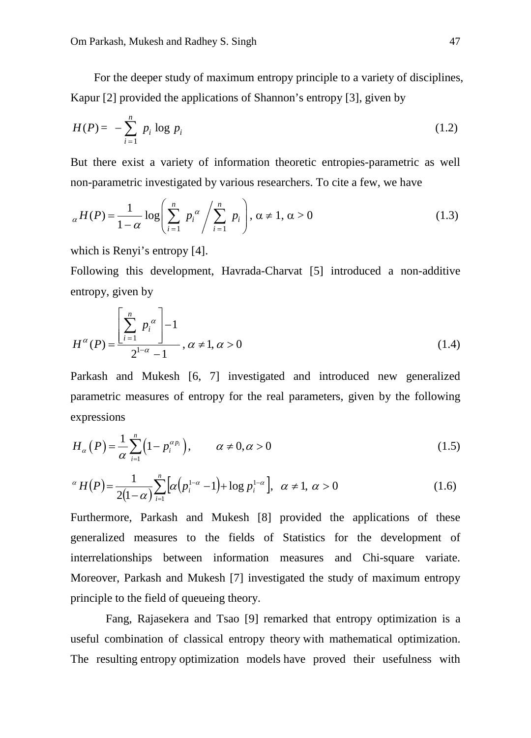For the deeper study of maximum entropy principle to a variety of disciplines, Kapur [2] provided the applications of Shannon's entropy [3], given by

$$H(P) = -\sum_{i=1}^{n} p_i \log p_i \tag{1.2}$$

But there exist a variety of information theoretic entropies-parametric as well non-parametric investigated by various researchers. To cite a few, we have

$$_{\alpha}H(P) = \frac{1}{1-\alpha} \log\left( \sum_{i=1}^{n} p_i^{\alpha} \Bigg/ \sum_{i=1}^{n} p_i \right), \alpha \neq 1, \alpha > 0 \tag{1.3}$$

which is Renyi's entropy [4].

Following this development, Havrada-Charvat [5] introduced a non-additive entropy, given by

$$H^{\alpha}(P) = \frac{\left[ \sum_{i=1}^{n} p_i^{\alpha} \right] - 1}{2^{1-\alpha} - 1}, \alpha \neq 1, \alpha > 0 \tag{1.4}$$

Parkash and Mukesh [6, 7] investigated and introduced new generalized parametric measures of entropy for the real parameters, given by the following expressions

$$H_{\alpha}(P) = \frac{1}{\alpha} \sum_{i=1}^{n} \left( 1 - p_i^{\alpha p_i} \right), \qquad \alpha \neq 0, \alpha > 0 \tag{1.5}$$

$$^{\alpha}H(P) = \frac{1}{2(1-\alpha)} \sum_{i=1}^{n} \left[ \alpha\left( p_i^{1-\alpha} - 1 \right) + \log p_i^{1-\alpha} \right], \;\; \alpha \neq 1, \; \alpha > 0 \tag{1.6}$$

Furthermore, Parkash and Mukesh [8] provided the applications of these generalized measures to the fields of Statistics for the development of interrelationships between information measures and Chi-square variate. Moreover, Parkash and Mukesh [7] investigated the study of maximum entropy principle to the field of queueing theory.

Fang, Rajasekera and Tsao [9] remarked that entropy optimization is a useful combination of classical entropy theory with mathematical optimization. The resulting entropy optimization models have proved their usefulness with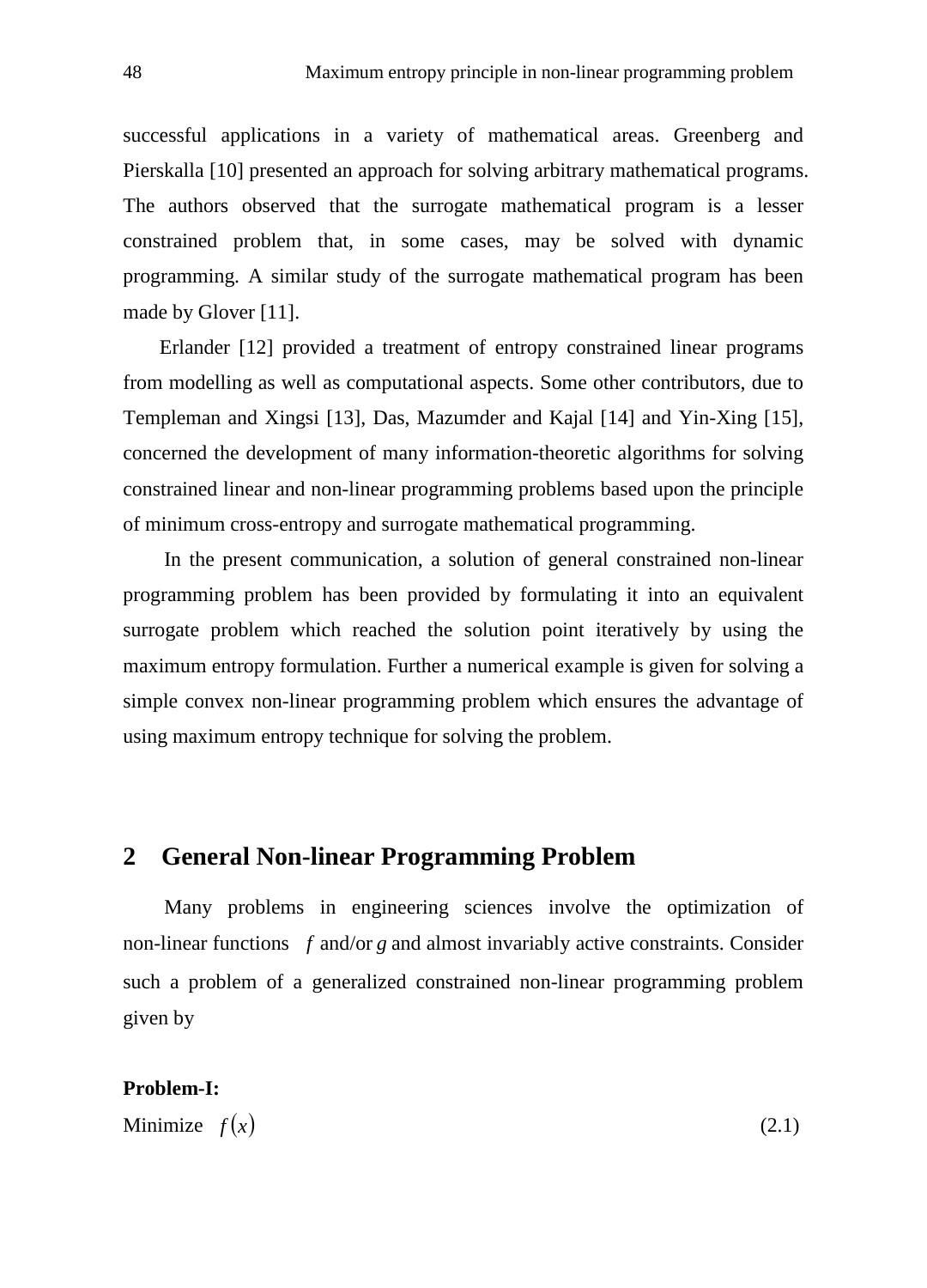successful applications in a variety of mathematical areas. Greenberg and Pierskalla [10] presented an approach for solving arbitrary mathematical programs. The authors observed that the surrogate mathematical program is a lesser constrained problem that, in some cases, may be solved with dynamic programming. A similar study of the surrogate mathematical program has been made by Glover [11].

Erlander [12] provided a treatment of entropy constrained linear programs from modelling as well as computational aspects. Some other contributors, due to Templeman and Xingsi [13], Das, Mazumder and Kajal [14] and Yin-Xing [15], concerned the development of many information-theoretic algorithms for solving constrained linear and non-linear programming problems based upon the principle of minimum cross-entropy and surrogate mathematical programming.

In the present communication, a solution of general constrained non-linear programming problem has been provided by formulating it into an equivalent surrogate problem which reached the solution point iteratively by using the maximum entropy formulation. Further a numerical example is given for solving a simple convex non-linear programming problem which ensures the advantage of using maximum entropy technique for solving the problem.

## 2 General Non-linear Programming Problem

Many problems in engineering sciences involve the optimization of non-linear functions $f$ and/or $g$ and almost invariably active constraints. Consider such a problem of a generalized constrained non-linear programming problem given by

**Problem-I:**

Minimize $f(x)$ (2.1)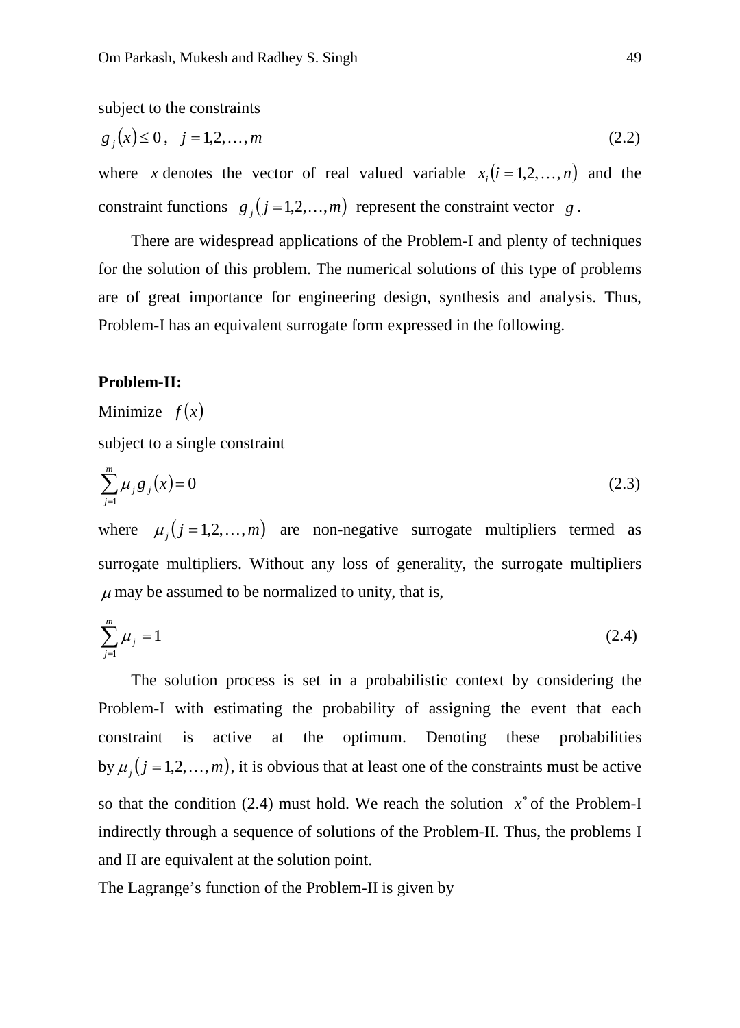subject to the constraints

$$g_j(x) \le 0, \quad j = 1,2,\ldots,m \tag{2.2}$$

where $x$ denotes the vector of real valued variable $x_i(i = 1,2,\ldots,n)$ and the constraint functions $g_j(j = 1,2,\ldots,m)$ represent the constraint vector $g$.

There are widespread applications of the Problem-I and plenty of techniques for the solution of this problem. The numerical solutions of this type of problems are of great importance for engineering design, synthesis and analysis. Thus, Problem-I has an equivalent surrogate form expressed in the following.

**Problem-II:**

Minimize $f(x)$

subject to a single constraint

$$\sum_{j=1}^{m} \mu_j g_j(x) = 0 \tag{2.3}$$

where $\mu_j(j = 1,2,\ldots,m)$ are non-negative surrogate multipliers termed as surrogate multipliers. Without any loss of generality, the surrogate multipliers $\mu$ may be assumed to be normalized to unity, that is,

$$\sum_{j=1}^{m} \mu_j = 1 \tag{2.4}$$

The solution process is set in a probabilistic context by considering the Problem-I with estimating the probability of assigning the event that each constraint is active at the optimum. Denoting these probabilities by $\mu_j(j = 1,2,\ldots,m)$, it is obvious that at least one of the constraints must be active so that the condition (2.4) must hold. We reach the solution $x^*$ of the Problem-I indirectly through a sequence of solutions of the Problem-II. Thus, the problems I and II are equivalent at the solution point.

The Lagrange's function of the Problem-II is given by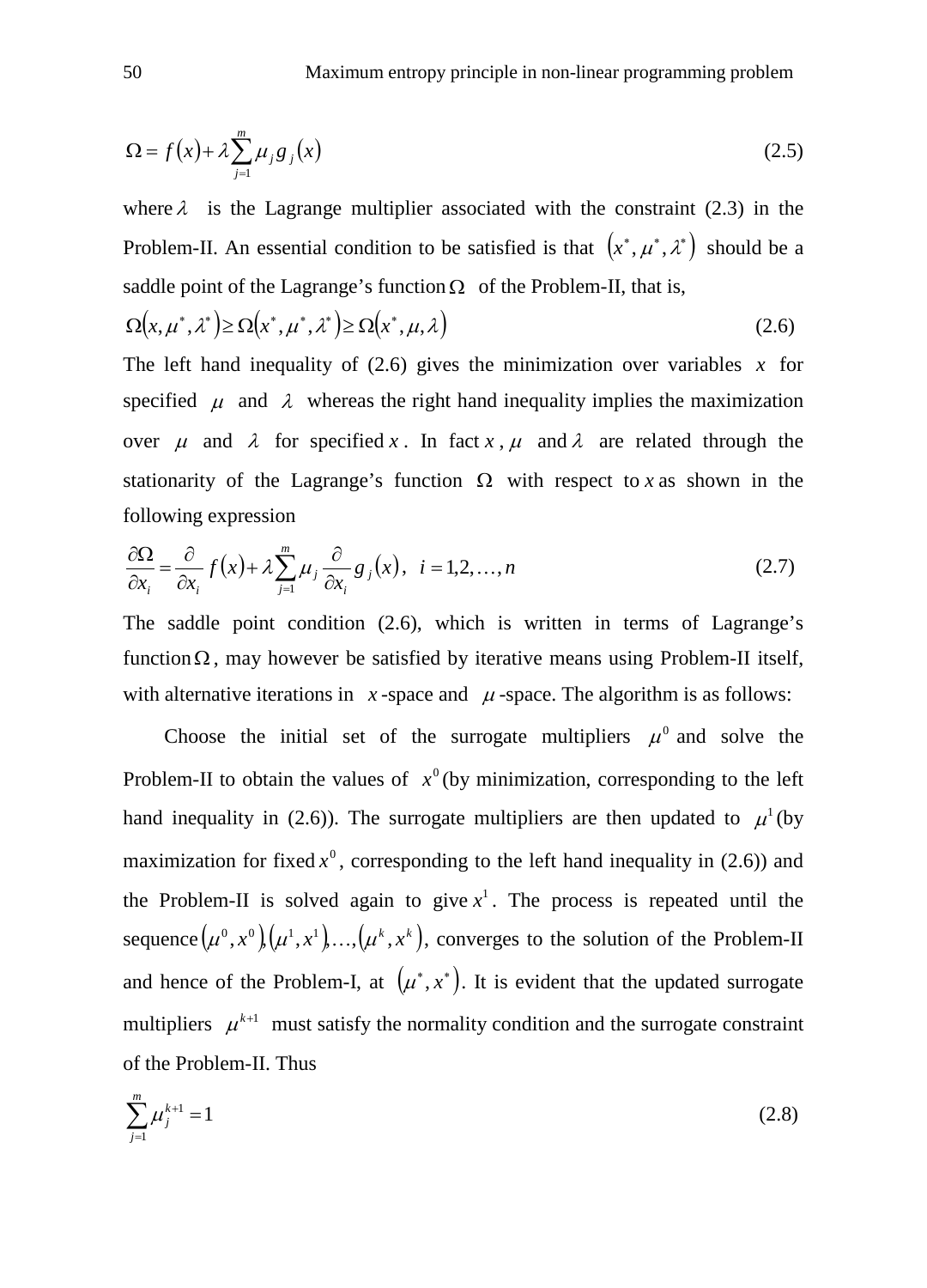$$\Omega = f(x) + \lambda \sum_{j=1}^{m} \mu_j g_j(x) \tag{2.5}$$

where $\lambda$ is the Lagrange multiplier associated with the constraint (2.3) in the Problem-II. An essential condition to be satisfied is that $(x^*, \mu^*, \lambda^*)$ should be a saddle point of the Lagrange's function $\Omega$ of the Problem-II, that is,

$$\Omega(x, \mu^*, \lambda^*) \geq \Omega(x^*, \mu^*, \lambda^*) \geq \Omega(x^*, \mu, \lambda) \tag{2.6}$$

The left hand inequality of (2.6) gives the minimization over variables $x$ for specified $\mu$ and $\lambda$ whereas the right hand inequality implies the maximization over $\mu$ and $\lambda$ for specified $x$. In fact $x$, $\mu$ and $\lambda$ are related through the stationarity of the Lagrange's function $\Omega$ with respect to $x$ as shown in the following expression

$$\frac{\partial \Omega}{\partial x_i} = \frac{\partial}{\partial x_i} f(x) + \lambda \sum_{j=1}^{m} \mu_j \frac{\partial}{\partial x_i} g_j(x), \quad i = 1, 2, \ldots, n \tag{2.7}$$

The saddle point condition (2.6), which is written in terms of Lagrange's function $\Omega$, may however be satisfied by iterative means using Problem-II itself, with alternative iterations in $x$-space and $\mu$-space. The algorithm is as follows:

Choose the initial set of the surrogate multipliers $\mu^0$ and solve the Problem-II to obtain the values of $x^0$ (by minimization, corresponding to the left hand inequality in (2.6)). The surrogate multipliers are then updated to $\mu^1$ (by maximization for fixed $x^0$, corresponding to the left hand inequality in (2.6)) and the Problem-II is solved again to give $x^1$. The process is repeated until the sequence $(\mu^0, x^0), (\mu^1, x^1), \ldots, (\mu^k, x^k)$, converges to the solution of the Problem-II and hence of the Problem-I, at $(\mu^*, x^*)$. It is evident that the updated surrogate multipliers $\mu^{k+1}$ must satisfy the normality condition and the surrogate constraint of the Problem-II. Thus

$$\sum_{j=1}^{m} \mu_j^{k+1} = 1 \tag{2.8}$$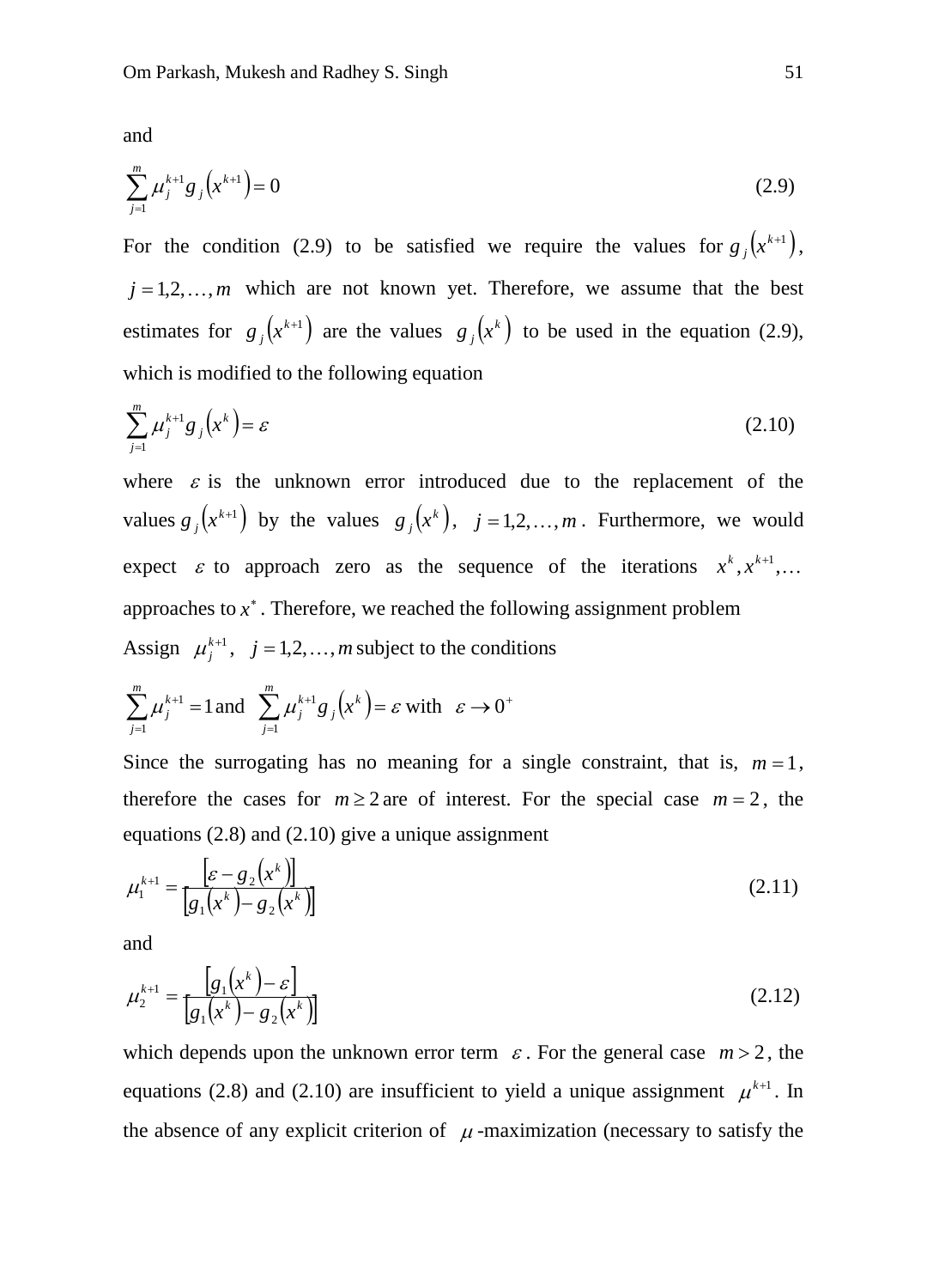and

$$\sum_{j=1}^{m} \mu_j^{k+1} g_j\left(x^{k+1}\right) = 0 \tag{2.9}$$

For the condition (2.9) to be satisfied we require the values for $g_j\left(x^{k+1}\right)$, $j = 1,2,\ldots,m$ which are not known yet. Therefore, we assume that the best estimates for $g_j\left(x^{k+1}\right)$ are the values $g_j\left(x^k\right)$ to be used in the equation (2.9), which is modified to the following equation

$$\sum_{j=1}^{m} \mu_j^{k+1} g_j\left(x^k\right) = \varepsilon \tag{2.10}$$

where $\varepsilon$ is the unknown error introduced due to the replacement of the values $g_j\left(x^{k+1}\right)$ by the values $g_j\left(x^k\right)$, $j = 1,2,\ldots,m$. Furthermore, we would expect $\varepsilon$ to approach zero as the sequence of the iterations $x^k, x^{k+1},\ldots$ approaches to $x^*$. Therefore, we reached the following assignment problem

Assign $\mu_j^{k+1}$, $j = 1,2,\ldots,m$ subject to the conditions

$$\sum_{j=1}^{m} \mu_j^{k+1} = 1 \text{ and } \sum_{j=1}^{m} \mu_j^{k+1} g_j\left(x^k\right) = \varepsilon \text{ with } \varepsilon \to 0^+$$

Since the surrogating has no meaning for a single constraint, that is, $m = 1$, therefore the cases for $m \geq 2$ are of interest. For the special case $m = 2$, the equations (2.8) and (2.10) give a unique assignment

$$\mu_1^{k+1} = \frac{\left[\varepsilon - g_2\left(x^k\right)\right]}{\left[g_1\left(x^k\right) - g_2\left(x^k\right)\right]} \tag{2.11}$$

and

$$\mu_2^{k+1} = \frac{\left[g_1\left(x^k\right) - \varepsilon\right]}{\left[g_1\left(x^k\right) - g_2\left(x^k\right)\right]} \tag{2.12}$$

which depends upon the unknown error term $\varepsilon$. For the general case $m > 2$, the equations (2.8) and (2.10) are insufficient to yield a unique assignment $\mu^{k+1}$. In the absence of any explicit criterion of $\mu$-maximization (necessary to satisfy the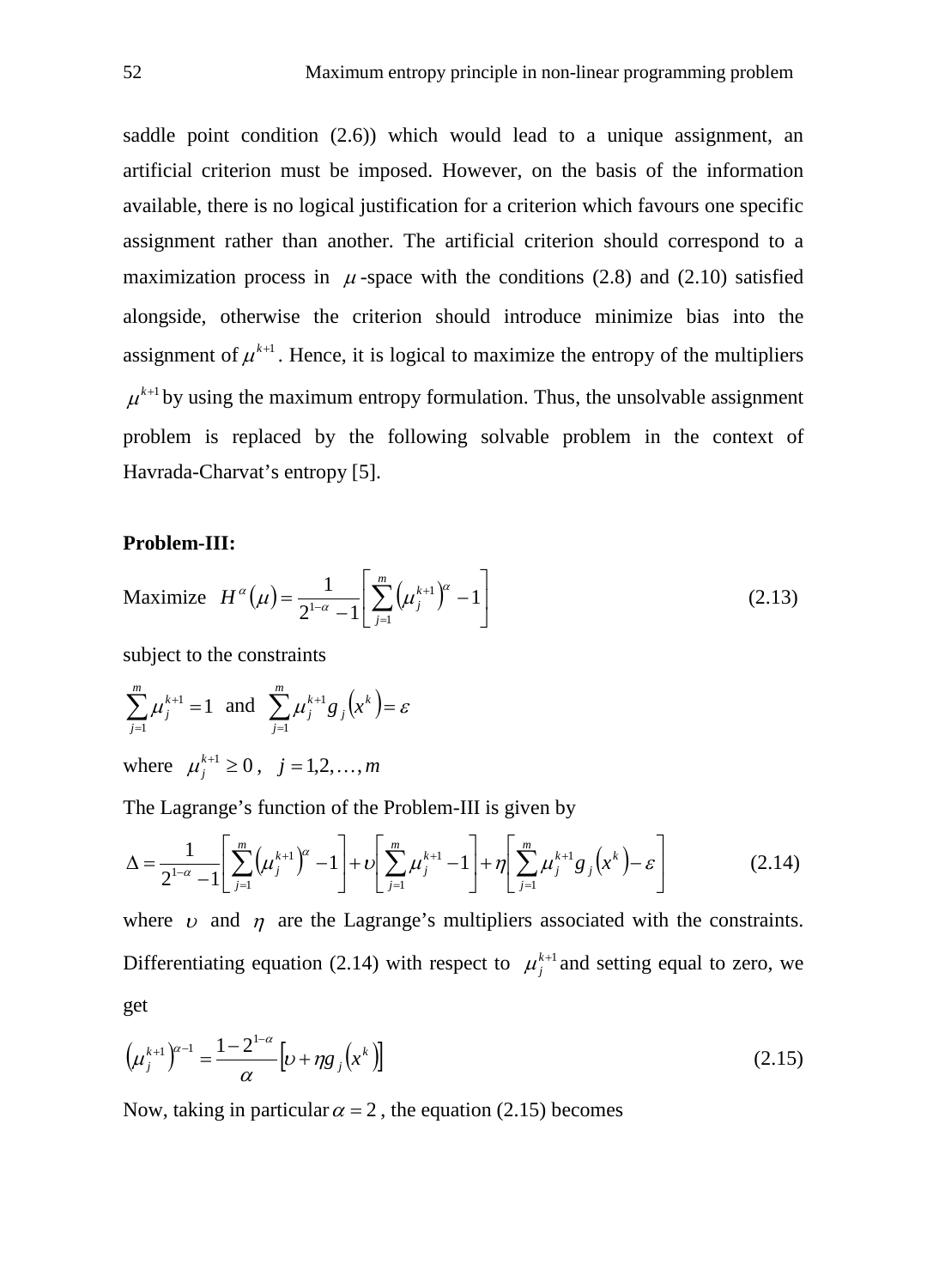saddle point condition (2.6)) which would lead to a unique assignment, an artificial criterion must be imposed. However, on the basis of the information available, there is no logical justification for a criterion which favours one specific assignment rather than another. The artificial criterion should correspond to a maximization process in $\mu$-space with the conditions (2.8) and (2.10) satisfied alongside, otherwise the criterion should introduce minimize bias into the assignment of $\mu^{k+1}$. Hence, it is logical to maximize the entropy of the multipliers $\mu^{k+1}$ by using the maximum entropy formulation. Thus, the unsolvable assignment problem is replaced by the following solvable problem in the context of Havrada-Charvat's entropy [5].

**Problem-III:**

Maximize $$H^{\alpha}(\mu) = \frac{1}{2^{1-\alpha} - 1}\left[\sum_{j=1}^{m}\left(\mu_j^{k+1}\right)^{\alpha} - 1\right] \tag{2.13}$$

subject to the constraints

$$\sum_{j=1}^{m}\mu_j^{k+1} = 1 \quad \text{and} \quad \sum_{j=1}^{m}\mu_j^{k+1} g_j\left(x^k\right) = \varepsilon$$

where $\mu_j^{k+1} \geq 0$, $j = 1,2,\ldots,m$

The Lagrange's function of the Problem-III is given by

$$\Delta = \frac{1}{2^{1-\alpha} - 1}\left[\sum_{j=1}^{m}\left(\mu_j^{k+1}\right)^{\alpha} - 1\right] + \upsilon\left[\sum_{j=1}^{m}\mu_j^{k+1} - 1\right] + \eta\left[\sum_{j=1}^{m}\mu_j^{k+1} g_j\left(x^k\right) - \varepsilon\right] \tag{2.14}$$

where $\upsilon$ and $\eta$ are the Lagrange's multipliers associated with the constraints. Differentiating equation (2.14) with respect to $\mu_j^{k+1}$ and setting equal to zero, we get

$$\left(\mu_j^{k+1}\right)^{\alpha-1} = \frac{1-2^{1-\alpha}}{\alpha}\left[\upsilon + \eta g_j\left(x^k\right)\right] \tag{2.15}$$

Now, taking in particular $\alpha = 2$, the equation (2.15) becomes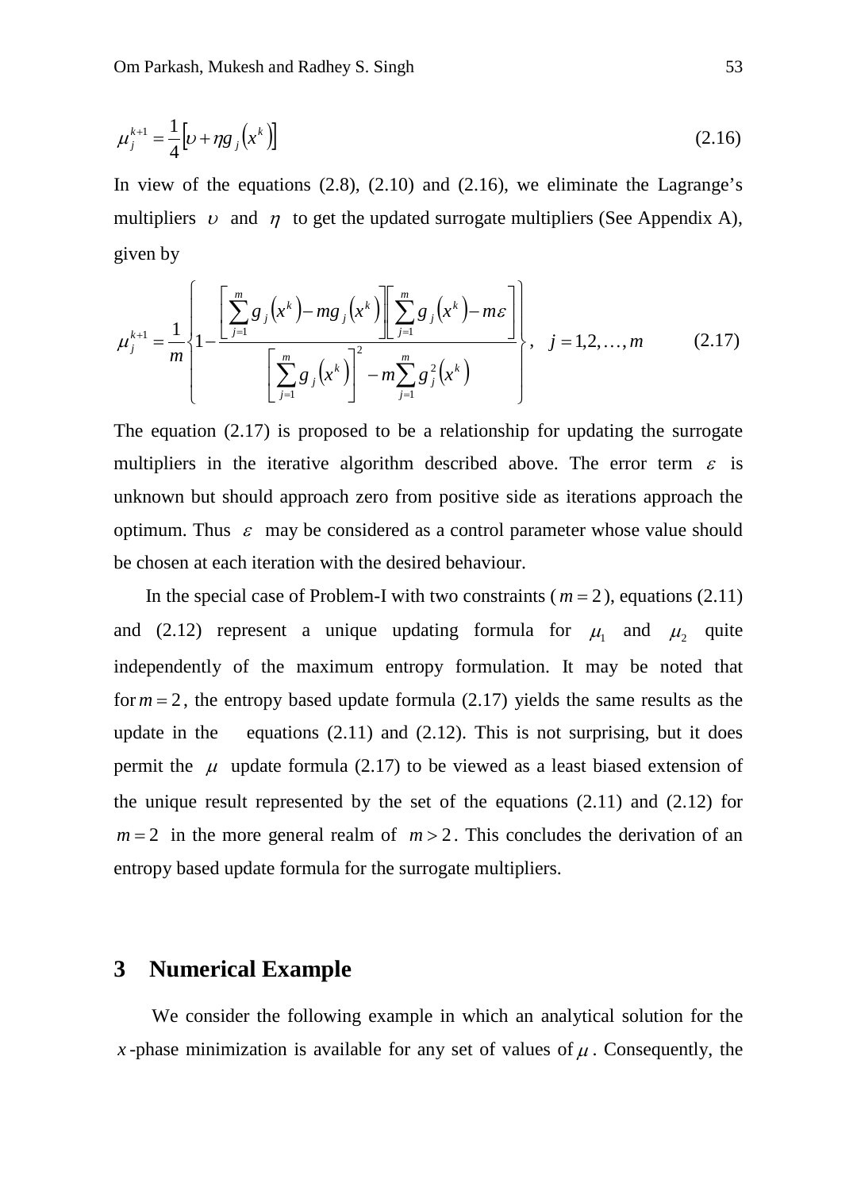$$\mu_j^{k+1} = \frac{1}{4}\left[\upsilon + \eta g_j\left(x^k\right)\right] \tag{2.16}$$

In view of the equations (2.8), (2.10) and (2.16), we eliminate the Lagrange's multipliers $\upsilon$ and $\eta$ to get the updated surrogate multipliers (See Appendix A), given by

$$\mu_j^{k+1} = \frac{1}{m}\left\{1 - \frac{\left[\sum_{j=1}^{m} g_j\left(x^k\right) - m g_j\left(x^k\right)\right]\left[\sum_{j=1}^{m} g_j\left(x^k\right) - m\varepsilon\right]}{\left[\sum_{j=1}^{m} g_j\left(x^k\right)\right]^2 - m\sum_{j=1}^{m} g_j^2\left(x^k\right)}\right\}, \quad j = 1,2,\ldots,m \tag{2.17}$$

The equation (2.17) is proposed to be a relationship for updating the surrogate multipliers in the iterative algorithm described above. The error term $\varepsilon$ is unknown but should approach zero from positive side as iterations approach the optimum. Thus $\varepsilon$ may be considered as a control parameter whose value should be chosen at each iteration with the desired behaviour.

In the special case of Problem-I with two constraints ($m = 2$), equations (2.11) and (2.12) represent a unique updating formula for $\mu_1$ and $\mu_2$ quite independently of the maximum entropy formulation. It may be noted that for $m = 2$, the entropy based update formula (2.17) yields the same results as the update in the equations (2.11) and (2.12). This is not surprising, but it does permit the $\mu$ update formula (2.17) to be viewed as a least biased extension of the unique result represented by the set of the equations (2.11) and (2.12) for $m = 2$ in the more general realm of $m > 2$. This concludes the derivation of an entropy based update formula for the surrogate multipliers.

## 3 Numerical Example

We consider the following example in which an analytical solution for the $x$-phase minimization is available for any set of values of $\mu$. Consequently, the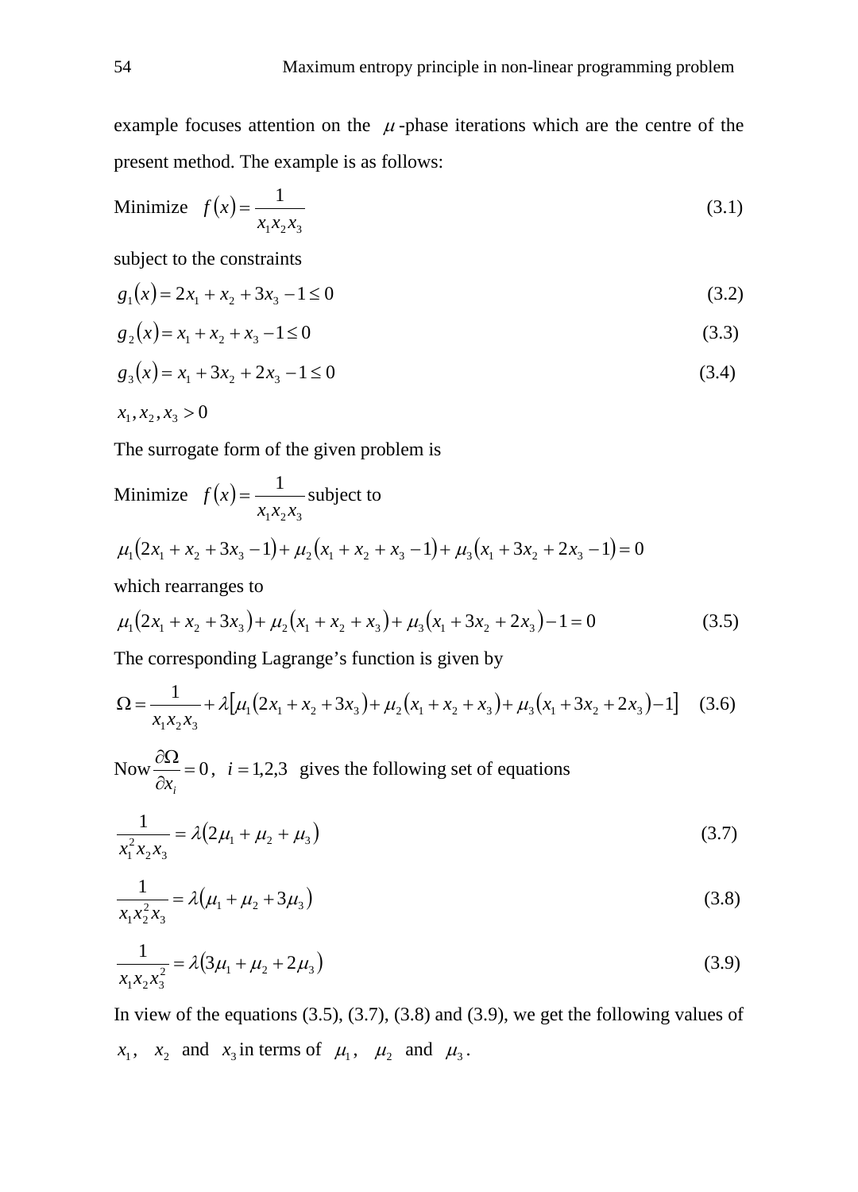example focuses attention on the $\mu$-phase iterations which are the centre of the present method. The example is as follows:

$$\text{Minimize} \quad f(x) = \frac{1}{x_1 x_2 x_3} \tag{3.1}$$

subject to the constraints

$$g_1(x) = 2x_1 + x_2 + 3x_3 - 1 \le 0 \tag{3.2}$$

$$g_2(x) = x_1 + x_2 + x_3 - 1 \le 0 \tag{3.3}$$

$$g_3(x) = x_1 + 3x_2 + 2x_3 - 1 \le 0 \tag{3.4}$$

$$x_1, x_2, x_3 > 0$$

The surrogate form of the given problem is

$$\text{Minimize} \quad f(x) = \frac{1}{x_1 x_2 x_3} \text{ subject to}$$

$$\mu_1(2x_1 + x_2 + 3x_3 - 1) + \mu_2(x_1 + x_2 + x_3 - 1) + \mu_3(x_1 + 3x_2 + 2x_3 - 1) = 0$$

which rearranges to

$$\mu_1(2x_1 + x_2 + 3x_3) + \mu_2(x_1 + x_2 + x_3) + \mu_3(x_1 + 3x_2 + 2x_3) - 1 = 0 \tag{3.5}$$

The corresponding Lagrange's function is given by

$$\Omega = \frac{1}{x_1 x_2 x_3} + \lambda\left[\mu_1(2x_1 + x_2 + 3x_3) + \mu_2(x_1 + x_2 + x_3) + \mu_3(x_1 + 3x_2 + 2x_3) - 1\right] \tag{3.6}$$

Now $\frac{\partial \Omega}{\partial x_i} = 0$, $i = 1,2,3$ gives the following set of equations

$$\frac{1}{x_1^2 x_2 x_3} = \lambda(2\mu_1 + \mu_2 + \mu_3) \tag{3.7}$$

$$\frac{1}{x_1 x_2^2 x_3} = \lambda(\mu_1 + \mu_2 + 3\mu_3) \tag{3.8}$$

$$\frac{1}{x_1 x_2 x_3^2} = \lambda(3\mu_1 + \mu_2 + 2\mu_3) \tag{3.9}$$

In view of the equations (3.5), (3.7), (3.8) and (3.9), we get the following values of $x_1$, $x_2$ and $x_3$ in terms of $\mu_1$, $\mu_2$ and $\mu_3$.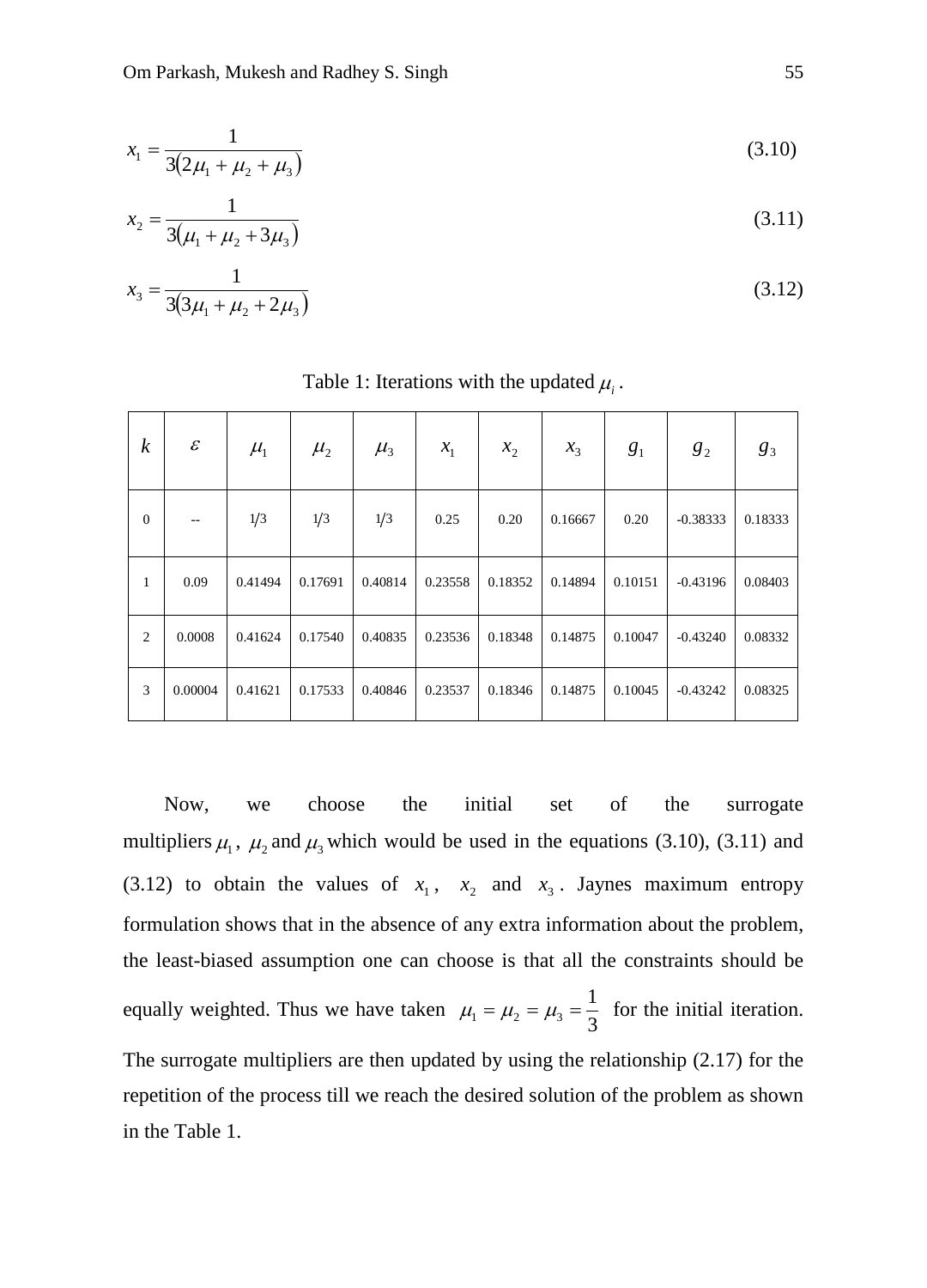$$x_1 = \frac{1}{3(2\mu_1 + \mu_2 + \mu_3)} \tag{3.10}$$

$$x_2 = \frac{1}{3(\mu_1 + \mu_2 + 3\mu_3)} \tag{3.11}$$

$$x_3 = \frac{1}{3(3\mu_1 + \mu_2 + 2\mu_3)} \tag{3.12}$$

Table 1: Iterations with the updated $\mu_i$.

| $k$ | $\varepsilon$ | $\mu_1$ | $\mu_2$ | $\mu_3$ | $x_1$ | $x_2$ | $x_3$ | $g_1$ | $g_2$ | $g_3$ |
|---|---|---|---|---|---|---|---|---|---|---|
| 0 | -- | 1/3 | 1/3 | 1/3 | 0.25 | 0.20 | 0.16667 | 0.20 | -0.38333 | 0.18333 |
| 1 | 0.09 | 0.41494 | 0.17691 | 0.40814 | 0.23558 | 0.18352 | 0.14894 | 0.10151 | -0.43196 | 0.08403 |
| 2 | 0.0008 | 0.41624 | 0.17540 | 0.40835 | 0.23536 | 0.18348 | 0.14875 | 0.10047 | -0.43240 | 0.08332 |
| 3 | 0.00004 | 0.41621 | 0.17533 | 0.40846 | 0.23537 | 0.18346 | 0.14875 | 0.10045 | -0.43242 | 0.08325 |

Now, we choose the initial set of the surrogate multipliers $\mu_1$, $\mu_2$ and $\mu_3$ which would be used in the equations (3.10), (3.11) and (3.12) to obtain the values of $x_1$, $x_2$ and $x_3$. Jaynes maximum entropy formulation shows that in the absence of any extra information about the problem, the least-biased assumption one can choose is that all the constraints should be equally weighted. Thus we have taken $\mu_1 = \mu_2 = \mu_3 = \frac{1}{3}$ for the initial iteration. The surrogate multipliers are then updated by using the relationship (2.17) for the repetition of the process till we reach the desired solution of the problem as shown in the Table 1.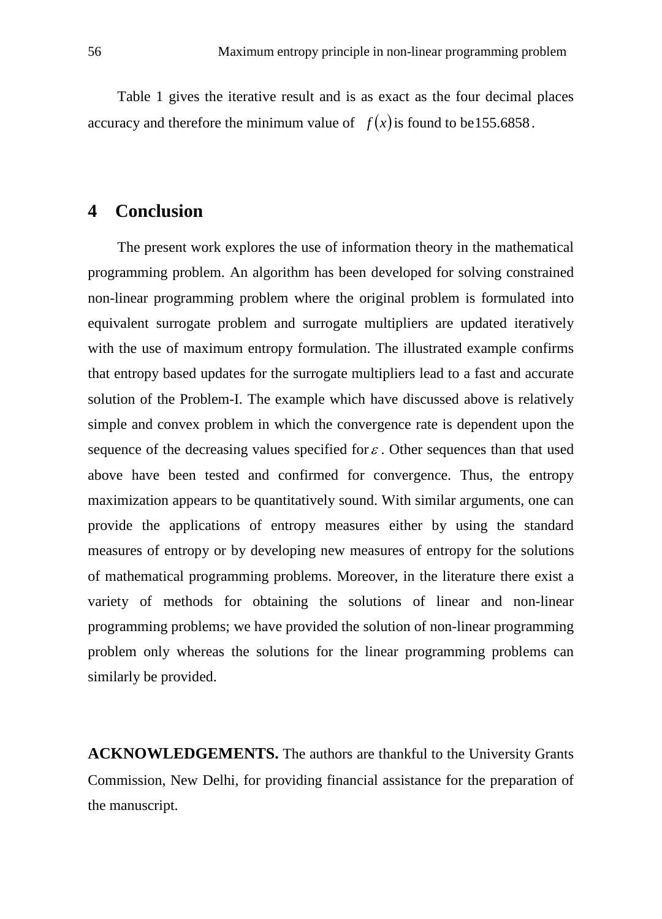Table 1 gives the iterative result and is as exact as the four decimal places accuracy and therefore the minimum value of $f(x)$ is found to be $155.6858$.

## 4 Conclusion

The present work explores the use of information theory in the mathematical programming problem. An algorithm has been developed for solving constrained non-linear programming problem where the original problem is formulated into equivalent surrogate problem and surrogate multipliers are updated iteratively with the use of maximum entropy formulation. The illustrated example confirms that entropy based updates for the surrogate multipliers lead to a fast and accurate solution of the Problem-I. The example which have discussed above is relatively simple and convex problem in which the convergence rate is dependent upon the sequence of the decreasing values specified for $\varepsilon$. Other sequences than that used above have been tested and confirmed for convergence. Thus, the entropy maximization appears to be quantitatively sound. With similar arguments, one can provide the applications of entropy measures either by using the standard measures of entropy or by developing new measures of entropy for the solutions of mathematical programming problems. Moreover, in the literature there exist a variety of methods for obtaining the solutions of linear and non-linear programming problems; we have provided the solution of non-linear programming problem only whereas the solutions for the linear programming problems can similarly be provided.

**ACKNOWLEDGEMENTS.** The authors are thankful to the University Grants Commission, New Delhi, for providing financial assistance for the preparation of the manuscript.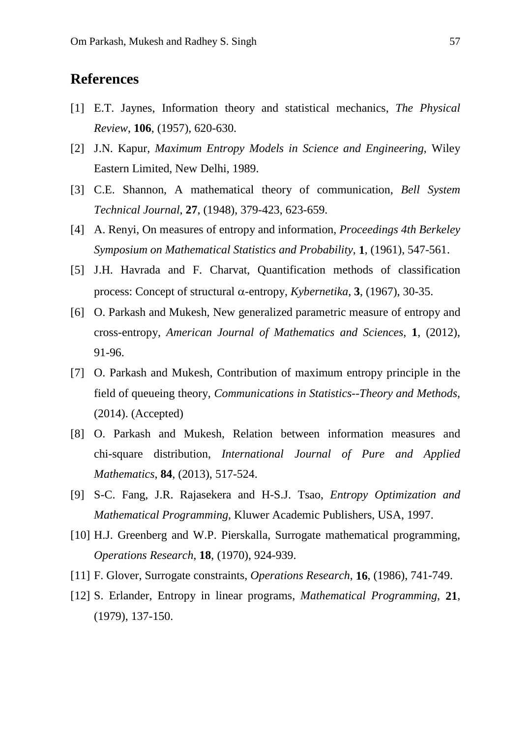## References

[1] E.T. Jaynes, Information theory and statistical mechanics, *The Physical Review*, **106**, (1957), 620-630.

[2] J.N. Kapur, *Maximum Entropy Models in Science and Engineering*, Wiley Eastern Limited, New Delhi, 1989.

[3] C.E. Shannon, A mathematical theory of communication, *Bell System Technical Journal*, **27**, (1948), 379-423, 623-659.

[4] A. Renyi, On measures of entropy and information, *Proceedings 4th Berkeley Symposium on Mathematical Statistics and Probability*, **1**, (1961), 547-561.

[5] J.H. Havrada and F. Charvat, Quantification methods of classification process: Concept of structural $\alpha$-entropy, *Kybernetika*, **3**, (1967), 30-35.

[6] O. Parkash and Mukesh, New generalized parametric measure of entropy and cross-entropy, *American Journal of Mathematics and Sciences*, **1**, (2012), 91-96.

[7] O. Parkash and Mukesh, Contribution of maximum entropy principle in the field of queueing theory, *Communications in Statistics--Theory and Methods*, (2014). (Accepted)

[8] O. Parkash and Mukesh, Relation between information measures and chi-square distribution, *International Journal of Pure and Applied Mathematics*, **84**, (2013), 517-524.

[9] S-C. Fang, J.R. Rajasekera and H-S.J. Tsao, *Entropy Optimization and Mathematical Programming*, Kluwer Academic Publishers, USA, 1997.

[10] H.J. Greenberg and W.P. Pierskalla, Surrogate mathematical programming, *Operations Research*, **18**, (1970), 924-939.

[11] F. Glover, Surrogate constraints, *Operations Research*, **16**, (1986), 741-749.

[12] S. Erlander, Entropy in linear programs, *Mathematical Programming*, **21**, (1979), 137-150.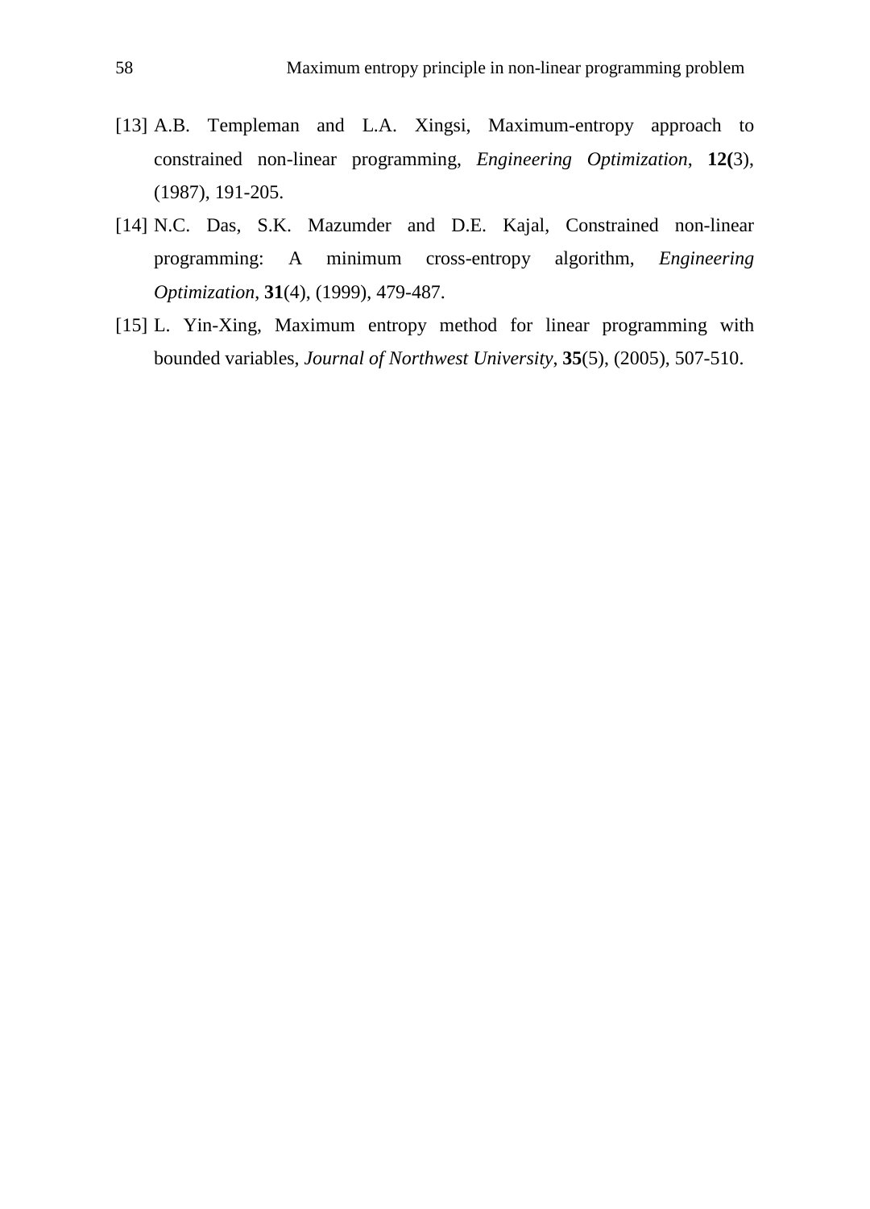[13] A.B. Templeman and L.A. Xingsi, Maximum-entropy approach to constrained non-linear programming, *Engineering Optimization*, **12(**3), (1987), 191-205.

[14] N.C. Das, S.K. Mazumder and D.E. Kajal, Constrained non-linear programming: A minimum cross-entropy algorithm, *Engineering Optimization*, **31**(4), (1999), 479-487.

[15] L. Yin-Xing, Maximum entropy method for linear programming with bounded variables, *Journal of Northwest University*, **35**(5), (2005), 507-510.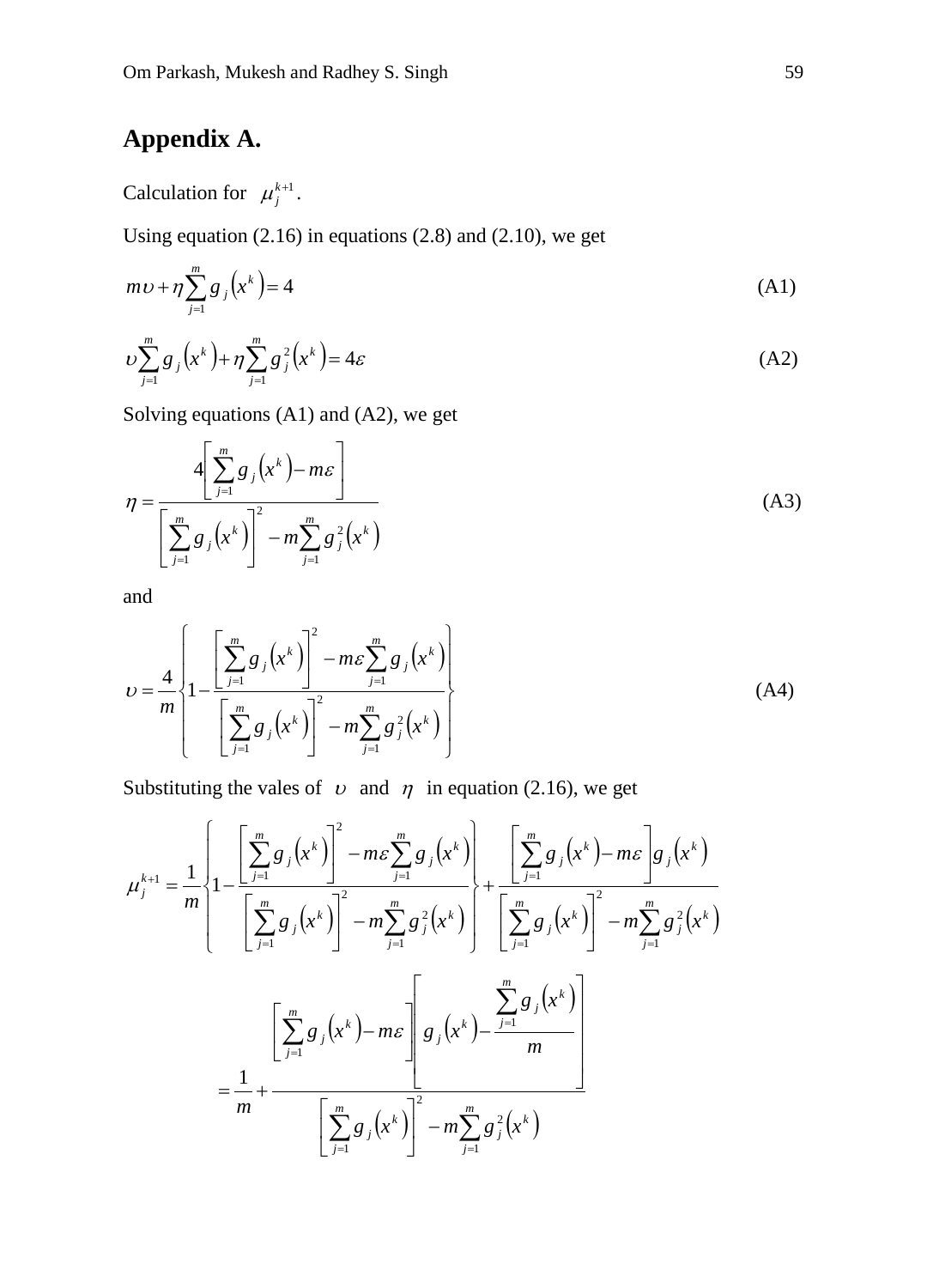## Appendix A.

Calculation for $\mu_j^{k+1}$.

Using equation (2.16) in equations (2.8) and (2.10), we get

$$m\upsilon + \eta \sum_{j=1}^{m} g_j\left(x^k\right) = 4 \tag{A1}$$

$$\upsilon \sum_{j=1}^{m} g_j\left(x^k\right) + \eta \sum_{j=1}^{m} g_j^2\left(x^k\right) = 4\varepsilon \tag{A2}$$

Solving equations (A1) and (A2), we get

$$\eta = \frac{4\left[\sum_{j=1}^{m} g_j\left(x^k\right) - m\varepsilon\right]}{\left[\sum_{j=1}^{m} g_j\left(x^k\right)\right]^2 - m\sum_{j=1}^{m} g_j^2\left(x^k\right)} \tag{A3}$$

and

$$\upsilon = \frac{4}{m}\left\{1 - \frac{\left[\sum_{j=1}^{m} g_j\left(x^k\right)\right]^2 - m\varepsilon\sum_{j=1}^{m} g_j\left(x^k\right)}{\left[\sum_{j=1}^{m} g_j\left(x^k\right)\right]^2 - m\sum_{j=1}^{m} g_j^2\left(x^k\right)}\right\} \tag{A4}$$

Substituting the vales of $\upsilon$ and $\eta$ in equation (2.16), we get

$$\mu_j^{k+1} = \frac{1}{m}\left\{1 - \frac{\left[\sum_{j=1}^{m} g_j\left(x^k\right)\right]^2 - m\varepsilon\sum_{j=1}^{m} g_j\left(x^k\right)}{\left[\sum_{j=1}^{m} g_j\left(x^k\right)\right]^2 - m\sum_{j=1}^{m} g_j^2\left(x^k\right)}\right\} + \frac{\left[\sum_{j=1}^{m} g_j\left(x^k\right) - m\varepsilon\right] g_j\left(x^k\right)}{\left[\sum_{j=1}^{m} g_j\left(x^k\right)\right]^2 - m\sum_{j=1}^{m} g_j^2\left(x^k\right)}$$

$$= \frac{1}{m} + \frac{\left[\sum_{j=1}^{m} g_j\left(x^k\right) - m\varepsilon\right]\left[g_j\left(x^k\right) - \frac{\sum_{j=1}^{m} g_j\left(x^k\right)}{m}\right]}{\left[\sum_{j=1}^{m} g_j\left(x^k\right)\right]^2 - m\sum_{j=1}^{m} g_j^2\left(x^k\right)}$$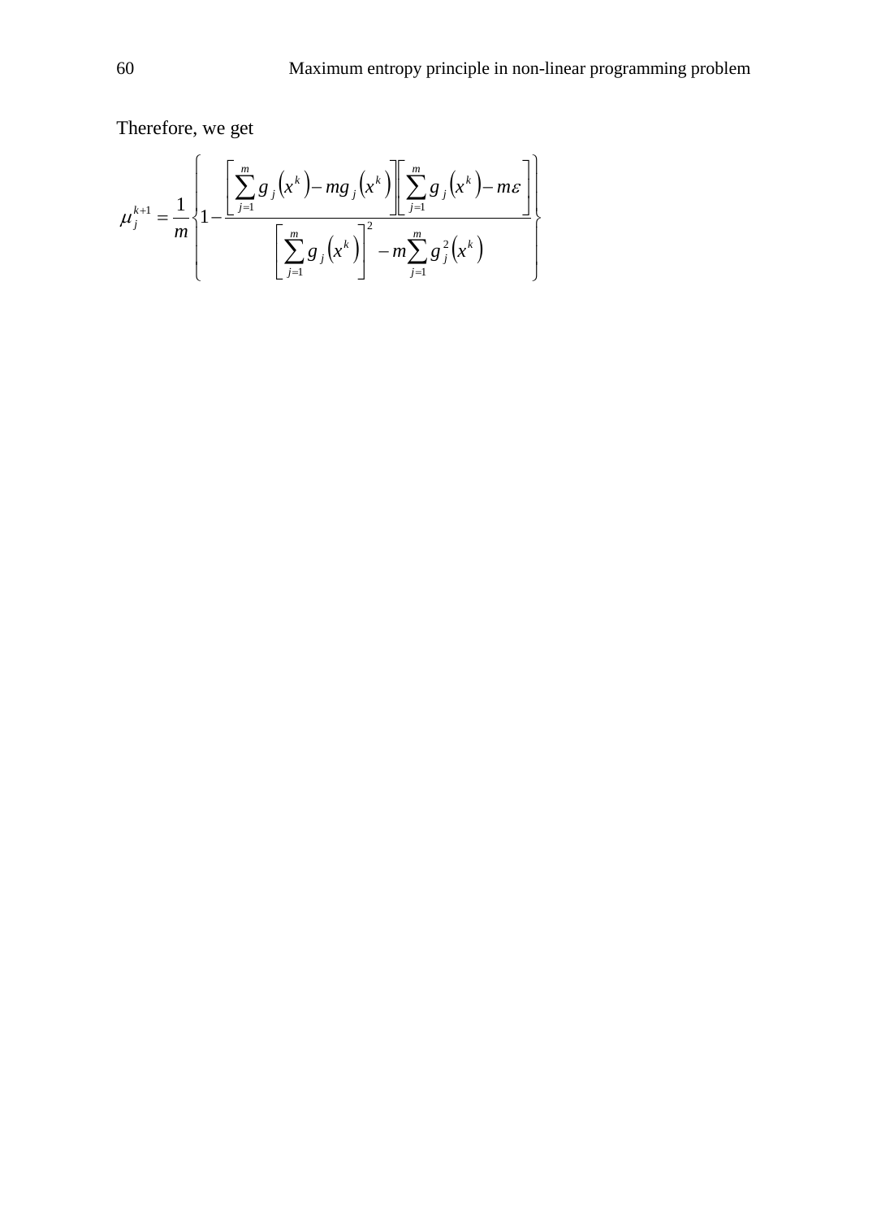Therefore, we get

$$\mu_j^{k+1} = \frac{1}{m}\left\{1 - \frac{\left[\sum_{j=1}^{m} g_j\left(x^k\right) - m g_j\left(x^k\right)\right]\left[\sum_{j=1}^{m} g_j\left(x^k\right) - m\varepsilon\right]}{\left[\sum_{j=1}^{m} g_j\left(x^k\right)\right]^2 - m\sum_{j=1}^{m} g_j^2\left(x^k\right)}\right\}$$